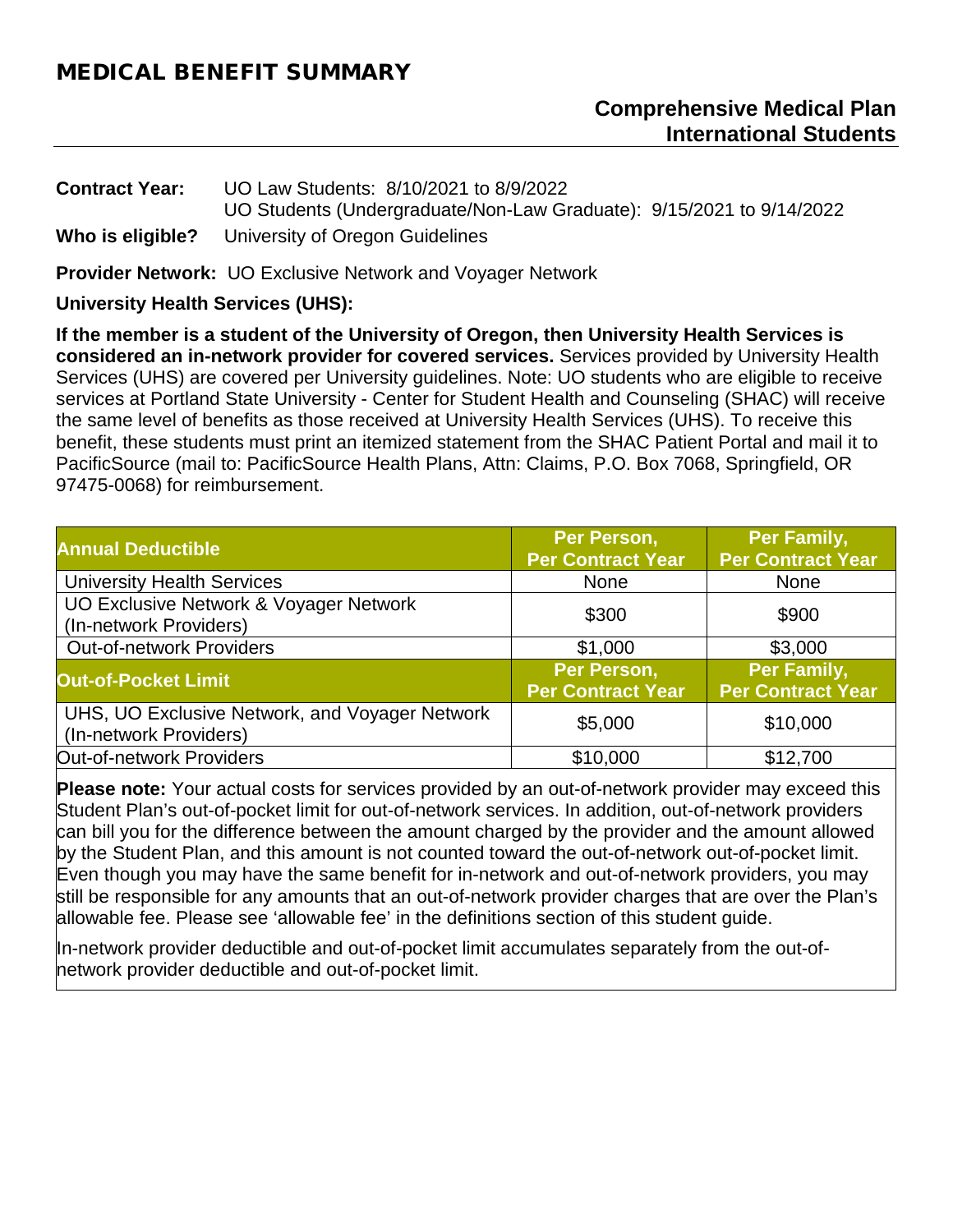# MEDICAL BENEFIT SUMMARY

## Comprehensive Medical Plan
## International Students

**Contract Year:** UO Law Students: 8/10/2021 to 8/9/2022
UO Students (Undergraduate/Non-Law Graduate): 9/15/2021 to 9/14/2022

**Who is eligible?** University of Oregon Guidelines

**Provider Network:** UO Exclusive Network and Voyager Network

**University Health Services (UHS):**

**If the member is a student of the University of Oregon, then University Health Services is considered an in-network provider for covered services.** Services provided by University Health Services (UHS) are covered per University guidelines. Note: UO students who are eligible to receive services at Portland State University - Center for Student Health and Counseling (SHAC) will receive the same level of benefits as those received at University Health Services (UHS). To receive this benefit, these students must print an itemized statement from the SHAC Patient Portal and mail it to PacificSource (mail to: PacificSource Health Plans, Attn: Claims, P.O. Box 7068, Springfield, OR 97475-0068) for reimbursement.

| Annual Deductible | Per Person, Per Contract Year | Per Family, Per Contract Year |
|---|---|---|
| University Health Services | None | None |
| UO Exclusive Network & Voyager Network (In-network Providers) | $300 | $900 |
| Out-of-network Providers | $1,000 | $3,000 |
| **Out-of-Pocket Limit** | **Per Person, Per Contract Year** | **Per Family, Per Contract Year** |
| UHS, UO Exclusive Network, and Voyager Network (In-network Providers) | $5,000 | $10,000 |
| Out-of-network Providers | $10,000 | $12,700 |

**Please note:** Your actual costs for services provided by an out-of-network provider may exceed this Student Plan's out-of-pocket limit for out-of-network services. In addition, out-of-network providers can bill you for the difference between the amount charged by the provider and the amount allowed by the Student Plan, and this amount is not counted toward the out-of-network out-of-pocket limit. Even though you may have the same benefit for in-network and out-of-network providers, you may still be responsible for any amounts that an out-of-network provider charges that are over the Plan's allowable fee. Please see 'allowable fee' in the definitions section of this student guide.

In-network provider deductible and out-of-pocket limit accumulates separately from the out-of-network provider deductible and out-of-pocket limit.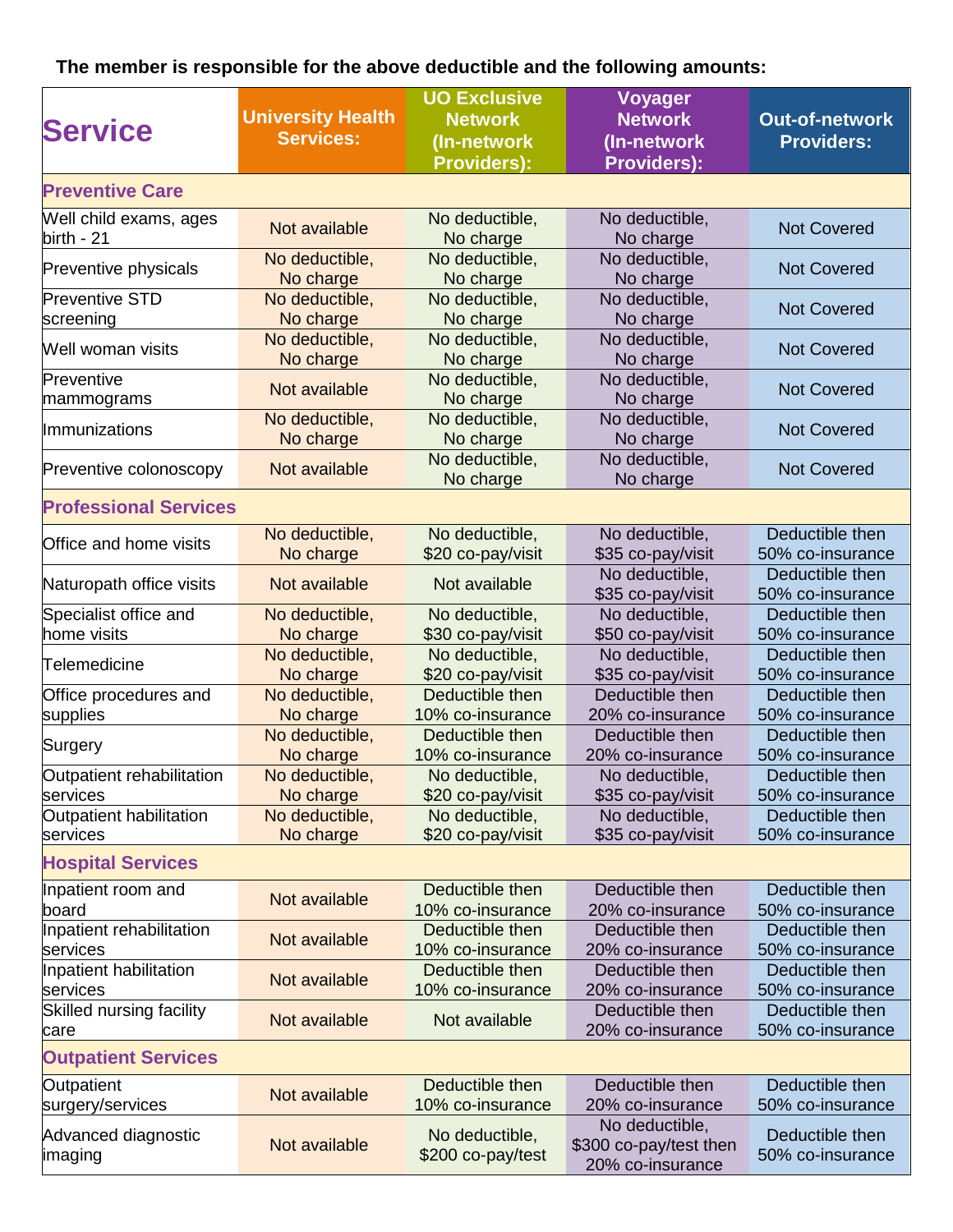**The member is responsible for the above deductible and the following amounts:**

| Service | University Health Services: | UO Exclusive Network (In-network Providers): | Voyager Network (In-network Providers): | Out-of-network Providers: |
|---|---|---|---|---|
| **Preventive Care** | | | | |
| Well child exams, ages birth - 21 | Not available | No deductible, No charge | No deductible, No charge | Not Covered |
| Preventive physicals | No deductible, No charge | No deductible, No charge | No deductible, No charge | Not Covered |
| Preventive STD screening | No deductible, No charge | No deductible, No charge | No deductible, No charge | Not Covered |
| Well woman visits | No deductible, No charge | No deductible, No charge | No deductible, No charge | Not Covered |
| Preventive mammograms | Not available | No deductible, No charge | No deductible, No charge | Not Covered |
| Immunizations | No deductible, No charge | No deductible, No charge | No deductible, No charge | Not Covered |
| Preventive colonoscopy | Not available | No deductible, No charge | No deductible, No charge | Not Covered |
| **Professional Services** | | | | |
| Office and home visits | No deductible, No charge | No deductible, $20 co-pay/visit | No deductible, $35 co-pay/visit | Deductible then 50% co-insurance |
| Naturopath office visits | Not available | Not available | No deductible, $35 co-pay/visit | Deductible then 50% co-insurance |
| Specialist office and home visits | No deductible, No charge | No deductible, $30 co-pay/visit | No deductible, $50 co-pay/visit | Deductible then 50% co-insurance |
| Telemedicine | No deductible, No charge | No deductible, $20 co-pay/visit | No deductible, $35 co-pay/visit | Deductible then 50% co-insurance |
| Office procedures and supplies | No deductible, No charge | Deductible then 10% co-insurance | Deductible then 20% co-insurance | Deductible then 50% co-insurance |
| Surgery | No deductible, No charge | Deductible then 10% co-insurance | Deductible then 20% co-insurance | Deductible then 50% co-insurance |
| Outpatient rehabilitation services | No deductible, No charge | No deductible, $20 co-pay/visit | No deductible, $35 co-pay/visit | Deductible then 50% co-insurance |
| Outpatient habilitation services | No deductible, No charge | No deductible, $20 co-pay/visit | No deductible, $35 co-pay/visit | Deductible then 50% co-insurance |
| **Hospital Services** | | | | |
| Inpatient room and board | Not available | Deductible then 10% co-insurance | Deductible then 20% co-insurance | Deductible then 50% co-insurance |
| Inpatient rehabilitation services | Not available | Deductible then 10% co-insurance | Deductible then 20% co-insurance | Deductible then 50% co-insurance |
| Inpatient habilitation services | Not available | Deductible then 10% co-insurance | Deductible then 20% co-insurance | Deductible then 50% co-insurance |
| Skilled nursing facility care | Not available | Not available | Deductible then 20% co-insurance | Deductible then 50% co-insurance |
| **Outpatient Services** | | | | |
| Outpatient surgery/services | Not available | Deductible then 10% co-insurance | Deductible then 20% co-insurance | Deductible then 50% co-insurance |
| Advanced diagnostic imaging | Not available | No deductible, $200 co-pay/test | No deductible, $300 co-pay/test then 20% co-insurance | Deductible then 50% co-insurance |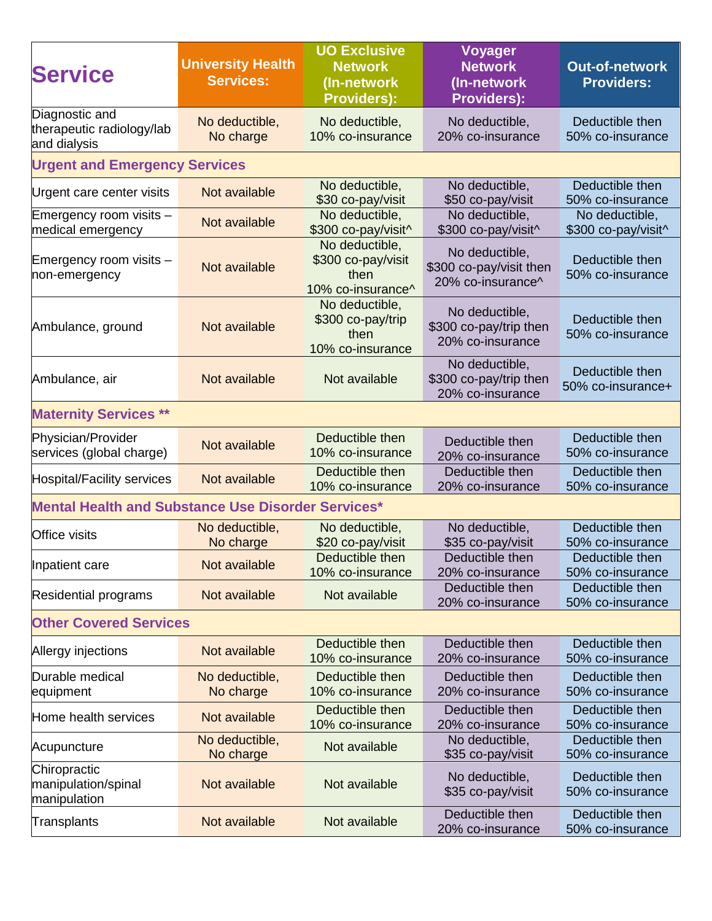| Service | University Health Services: | UO Exclusive Network (In-network Providers): | Voyager Network (In-network Providers): | Out-of-network Providers: |
|---|---|---|---|---|
| Diagnostic and therapeutic radiology/lab and dialysis | No deductible, No charge | No deductible, 10% co-insurance | No deductible, 20% co-insurance | Deductible then 50% co-insurance |
| **Urgent and Emergency Services** | | | | |
| Urgent care center visits | Not available | No deductible, $30 co-pay/visit | No deductible, $50 co-pay/visit | Deductible then 50% co-insurance |
| Emergency room visits – medical emergency | Not available | No deductible, $300 co-pay/visit^ | No deductible, $300 co-pay/visit^ | No deductible, $300 co-pay/visit^ |
| Emergency room visits – non-emergency | Not available | No deductible, $300 co-pay/visit then 10% co-insurance^ | No deductible, $300 co-pay/visit then 20% co-insurance^ | Deductible then 50% co-insurance |
| Ambulance, ground | Not available | No deductible, $300 co-pay/trip then 10% co-insurance | No deductible, $300 co-pay/trip then 20% co-insurance | Deductible then 50% co-insurance |
| Ambulance, air | Not available | Not available | No deductible, $300 co-pay/trip then 20% co-insurance | Deductible then 50% co-insurance+ |
| **Maternity Services \*\*** | | | | |
| Physician/Provider services (global charge) | Not available | Deductible then 10% co-insurance | Deductible then 20% co-insurance | Deductible then 50% co-insurance |
| Hospital/Facility services | Not available | Deductible then 10% co-insurance | Deductible then 20% co-insurance | Deductible then 50% co-insurance |
| **Mental Health and Substance Use Disorder Services\*** | | | | |
| Office visits | No deductible, No charge | No deductible, $20 co-pay/visit | No deductible, $35 co-pay/visit | Deductible then 50% co-insurance |
| Inpatient care | Not available | Deductible then 10% co-insurance | Deductible then 20% co-insurance | Deductible then 50% co-insurance |
| Residential programs | Not available | Not available | Deductible then 20% co-insurance | Deductible then 50% co-insurance |
| **Other Covered Services** | | | | |
| Allergy injections | Not available | Deductible then 10% co-insurance | Deductible then 20% co-insurance | Deductible then 50% co-insurance |
| Durable medical equipment | No deductible, No charge | Deductible then 10% co-insurance | Deductible then 20% co-insurance | Deductible then 50% co-insurance |
| Home health services | Not available | Deductible then 10% co-insurance | Deductible then 20% co-insurance | Deductible then 50% co-insurance |
| Acupuncture | No deductible, No charge | Not available | No deductible, $35 co-pay/visit | Deductible then 50% co-insurance |
| Chiropractic manipulation/spinal manipulation | Not available | Not available | No deductible, $35 co-pay/visit | Deductible then 50% co-insurance |
| Transplants | Not available | Not available | Deductible then 20% co-insurance | Deductible then 50% co-insurance |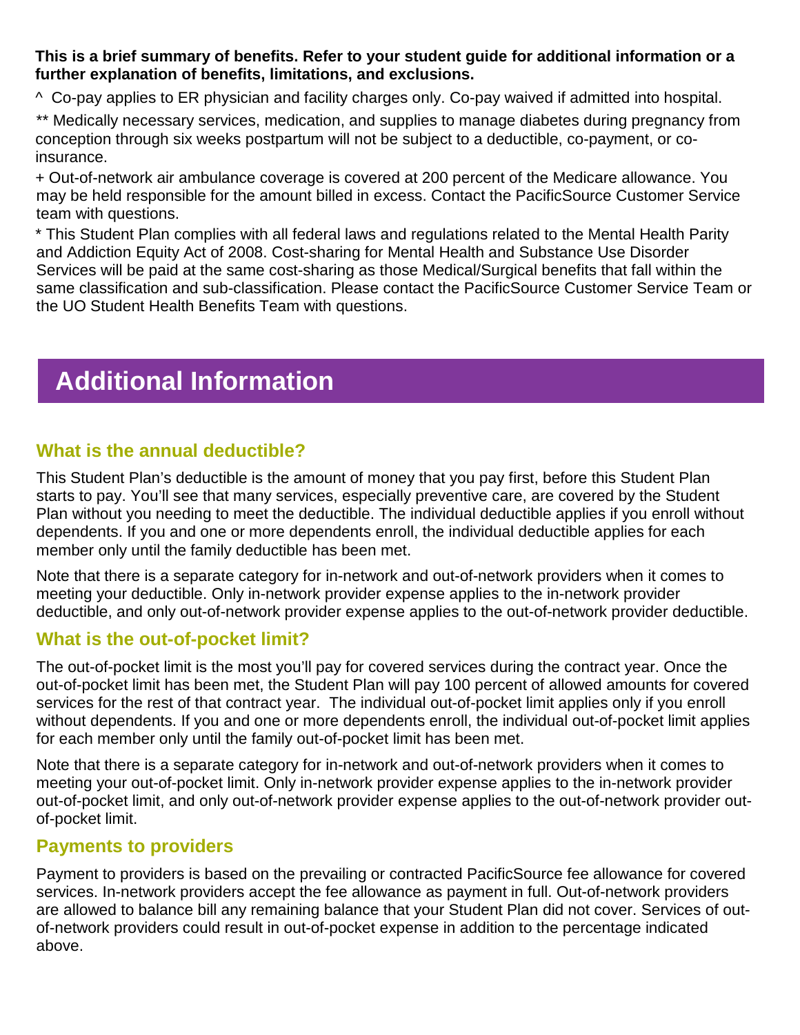**This is a brief summary of benefits. Refer to your student guide for additional information or a further explanation of benefits, limitations, and exclusions.**

^ Co-pay applies to ER physician and facility charges only. Co-pay waived if admitted into hospital.

** Medically necessary services, medication, and supplies to manage diabetes during pregnancy from conception through six weeks postpartum will not be subject to a deductible, co-payment, or co-insurance.

+ Out-of-network air ambulance coverage is covered at 200 percent of the Medicare allowance. You may be held responsible for the amount billed in excess. Contact the PacificSource Customer Service team with questions.

* This Student Plan complies with all federal laws and regulations related to the Mental Health Parity and Addiction Equity Act of 2008. Cost-sharing for Mental Health and Substance Use Disorder Services will be paid at the same cost-sharing as those Medical/Surgical benefits that fall within the same classification and sub-classification. Please contact the PacificSource Customer Service Team or the UO Student Health Benefits Team with questions.

# Additional Information

## What is the annual deductible?

This Student Plan's deductible is the amount of money that you pay first, before this Student Plan starts to pay. You'll see that many services, especially preventive care, are covered by the Student Plan without you needing to meet the deductible. The individual deductible applies if you enroll without dependents. If you and one or more dependents enroll, the individual deductible applies for each member only until the family deductible has been met.

Note that there is a separate category for in-network and out-of-network providers when it comes to meeting your deductible. Only in-network provider expense applies to the in-network provider deductible, and only out-of-network provider expense applies to the out-of-network provider deductible.

## What is the out-of-pocket limit?

The out-of-pocket limit is the most you'll pay for covered services during the contract year. Once the out-of-pocket limit has been met, the Student Plan will pay 100 percent of allowed amounts for covered services for the rest of that contract year. The individual out-of-pocket limit applies only if you enroll without dependents. If you and one or more dependents enroll, the individual out-of-pocket limit applies for each member only until the family out-of-pocket limit has been met.

Note that there is a separate category for in-network and out-of-network providers when it comes to meeting your out-of-pocket limit. Only in-network provider expense applies to the in-network provider out-of-pocket limit, and only out-of-network provider expense applies to the out-of-network provider out-of-pocket limit.

## Payments to providers

Payment to providers is based on the prevailing or contracted PacificSource fee allowance for covered services. In-network providers accept the fee allowance as payment in full. Out-of-network providers are allowed to balance bill any remaining balance that your Student Plan did not cover. Services of out-of-network providers could result in out-of-pocket expense in addition to the percentage indicated above.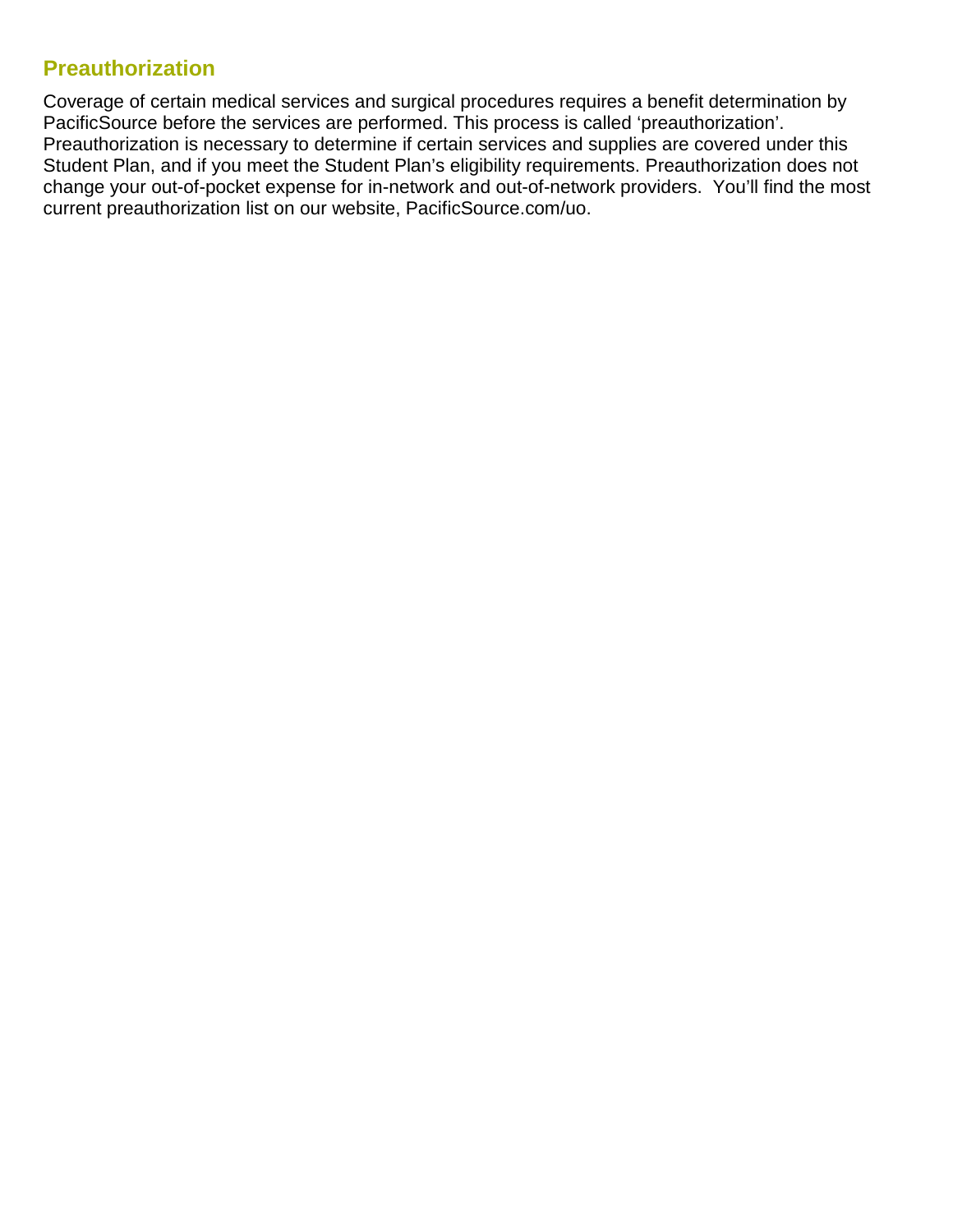## Preauthorization

Coverage of certain medical services and surgical procedures requires a benefit determination by PacificSource before the services are performed. This process is called 'preauthorization'. Preauthorization is necessary to determine if certain services and supplies are covered under this Student Plan, and if you meet the Student Plan's eligibility requirements. Preauthorization does not change your out-of-pocket expense for in-network and out-of-network providers. You'll find the most current preauthorization list on our website, PacificSource.com/uo.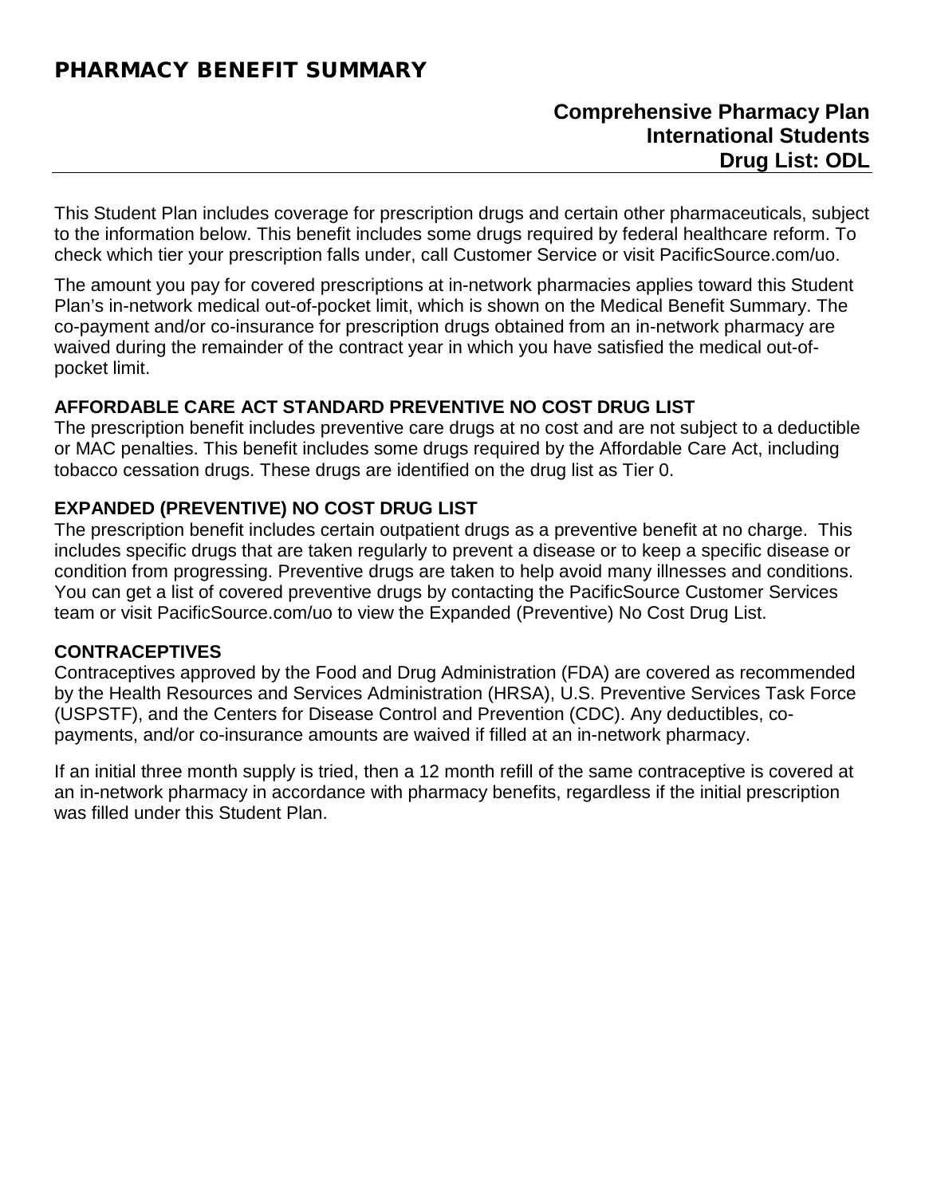# PHARMACY BENEFIT SUMMARY

**Comprehensive Pharmacy Plan**
**International Students**
**Drug List: ODL**

This Student Plan includes coverage for prescription drugs and certain other pharmaceuticals, subject to the information below. This benefit includes some drugs required by federal healthcare reform. To check which tier your prescription falls under, call Customer Service or visit PacificSource.com/uo.

The amount you pay for covered prescriptions at in-network pharmacies applies toward this Student Plan's in-network medical out-of-pocket limit, which is shown on the Medical Benefit Summary. The co-payment and/or co-insurance for prescription drugs obtained from an in-network pharmacy are waived during the remainder of the contract year in which you have satisfied the medical out-of-pocket limit.

**AFFORDABLE CARE ACT STANDARD PREVENTIVE NO COST DRUG LIST**
The prescription benefit includes preventive care drugs at no cost and are not subject to a deductible or MAC penalties. This benefit includes some drugs required by the Affordable Care Act, including tobacco cessation drugs. These drugs are identified on the drug list as Tier 0.

**EXPANDED (PREVENTIVE) NO COST DRUG LIST**
The prescription benefit includes certain outpatient drugs as a preventive benefit at no charge. This includes specific drugs that are taken regularly to prevent a disease or to keep a specific disease or condition from progressing. Preventive drugs are taken to help avoid many illnesses and conditions. You can get a list of covered preventive drugs by contacting the PacificSource Customer Services team or visit PacificSource.com/uo to view the Expanded (Preventive) No Cost Drug List.

**CONTRACEPTIVES**
Contraceptives approved by the Food and Drug Administration (FDA) are covered as recommended by the Health Resources and Services Administration (HRSA), U.S. Preventive Services Task Force (USPSTF), and the Centers for Disease Control and Prevention (CDC). Any deductibles, co-payments, and/or co-insurance amounts are waived if filled at an in-network pharmacy.

If an initial three month supply is tried, then a 12 month refill of the same contraceptive is covered at an in-network pharmacy in accordance with pharmacy benefits, regardless if the initial prescription was filled under this Student Plan.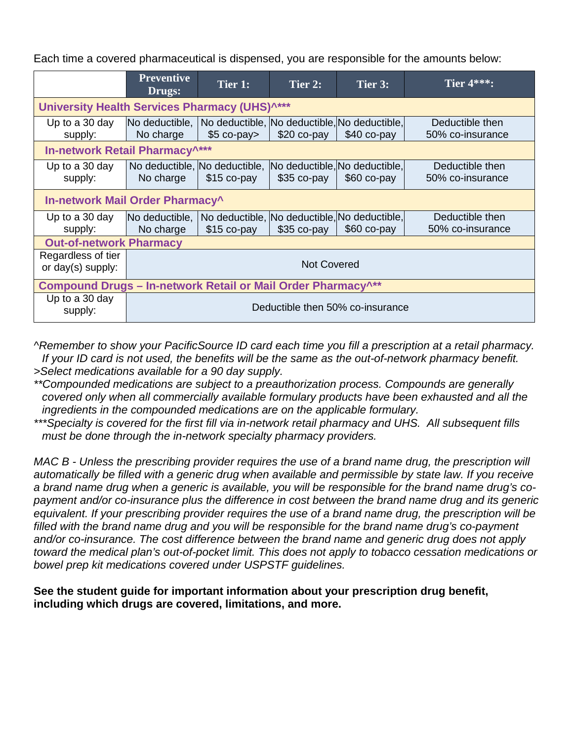Each time a covered pharmaceutical is dispensed, you are responsible for the amounts below:

| | Preventive Drugs: | Tier 1: | Tier 2: | Tier 3: | Tier 4***: |
|---|---|---|---|---|---|
| **University Health Services Pharmacy (UHS)^*** | | | | | |
| Up to a 30 day supply: | No deductible, No charge | No deductible, $5 co-pay> | No deductible, $20 co-pay | No deductible, $40 co-pay | Deductible then 50% co-insurance |
| **In-network Retail Pharmacy^*** | | | | | |
| Up to a 30 day supply: | No deductible, No charge | No deductible, $15 co-pay | No deductible, $35 co-pay | No deductible, $60 co-pay | Deductible then 50% co-insurance |
| **In-network Mail Order Pharmacy^** | | | | | |
| Up to a 30 day supply: | No deductible, No charge | No deductible, $15 co-pay | No deductible, $35 co-pay | No deductible, $60 co-pay | Deductible then 50% co-insurance |
| **Out-of-network Pharmacy** | | | | | |
| Regardless of tier or day(s) supply: | Not Covered | | | | |
| **Compound Drugs – In-network Retail or Mail Order Pharmacy^** | | | | | |
| Up to a 30 day supply: | Deductible then 50% co-insurance | | | | |

*^Remember to show your PacificSource ID card each time you fill a prescription at a retail pharmacy. If your ID card is not used, the benefits will be the same as the out-of-network pharmacy benefit.*
*>Select medications available for a 90 day supply.*
*\*\*Compounded medications are subject to a preauthorization process. Compounds are generally covered only when all commercially available formulary products have been exhausted and all the ingredients in the compounded medications are on the applicable formulary.*
*\*\*\*Specialty is covered for the first fill via in-network retail pharmacy and UHS. All subsequent fills must be done through the in-network specialty pharmacy providers.*

*MAC B - Unless the prescribing provider requires the use of a brand name drug, the prescription will automatically be filled with a generic drug when available and permissible by state law. If you receive a brand name drug when a generic is available, you will be responsible for the brand name drug's co-payment and/or co-insurance plus the difference in cost between the brand name drug and its generic equivalent. If your prescribing provider requires the use of a brand name drug, the prescription will be filled with the brand name drug and you will be responsible for the brand name drug's co-payment and/or co-insurance. The cost difference between the brand name and generic drug does not apply toward the medical plan's out-of-pocket limit. This does not apply to tobacco cessation medications or bowel prep kit medications covered under USPSTF guidelines.*

**See the student guide for important information about your prescription drug benefit, including which drugs are covered, limitations, and more.**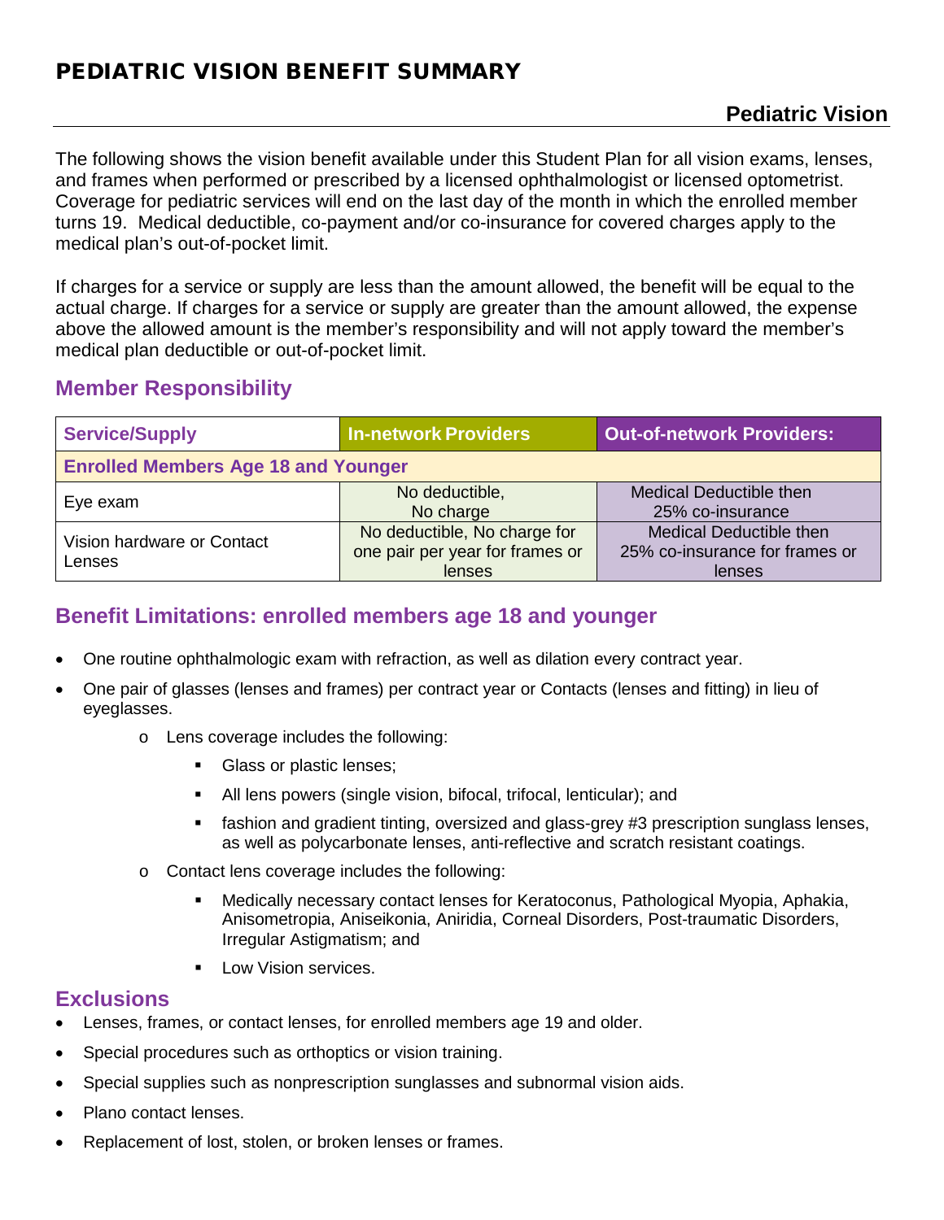# PEDIATRIC VISION BENEFIT SUMMARY

## Pediatric Vision

The following shows the vision benefit available under this Student Plan for all vision exams, lenses, and frames when performed or prescribed by a licensed ophthalmologist or licensed optometrist. Coverage for pediatric services will end on the last day of the month in which the enrolled member turns 19. Medical deductible, co-payment and/or co-insurance for covered charges apply to the medical plan's out-of-pocket limit.

If charges for a service or supply are less than the amount allowed, the benefit will be equal to the actual charge. If charges for a service or supply are greater than the amount allowed, the expense above the allowed amount is the member's responsibility and will not apply toward the member's medical plan deductible or out-of-pocket limit.

### Member Responsibility

| Service/Supply | In-network Providers | Out-of-network Providers: |
|---|---|---|
| **Enrolled Members Age 18 and Younger** | | |
| Eye exam | No deductible, No charge | Medical Deductible then 25% co-insurance |
| Vision hardware or Contact Lenses | No deductible, No charge for one pair per year for frames or lenses | Medical Deductible then 25% co-insurance for frames or lenses |

### Benefit Limitations: enrolled members age 18 and younger

- One routine ophthalmologic exam with refraction, as well as dilation every contract year.
- One pair of glasses (lenses and frames) per contract year or Contacts (lenses and fitting) in lieu of eyeglasses.
  - Lens coverage includes the following:
    - Glass or plastic lenses;
    - All lens powers (single vision, bifocal, trifocal, lenticular); and
    - fashion and gradient tinting, oversized and glass-grey #3 prescription sunglass lenses, as well as polycarbonate lenses, anti-reflective and scratch resistant coatings.
  - Contact lens coverage includes the following:
    - Medically necessary contact lenses for Keratoconus, Pathological Myopia, Aphakia, Anisometropia, Aniseikonia, Aniridia, Corneal Disorders, Post-traumatic Disorders, Irregular Astigmatism; and
    - Low Vision services.

### Exclusions

- Lenses, frames, or contact lenses, for enrolled members age 19 and older.
- Special procedures such as orthoptics or vision training.
- Special supplies such as nonprescription sunglasses and subnormal vision aids.
- Plano contact lenses.
- Replacement of lost, stolen, or broken lenses or frames.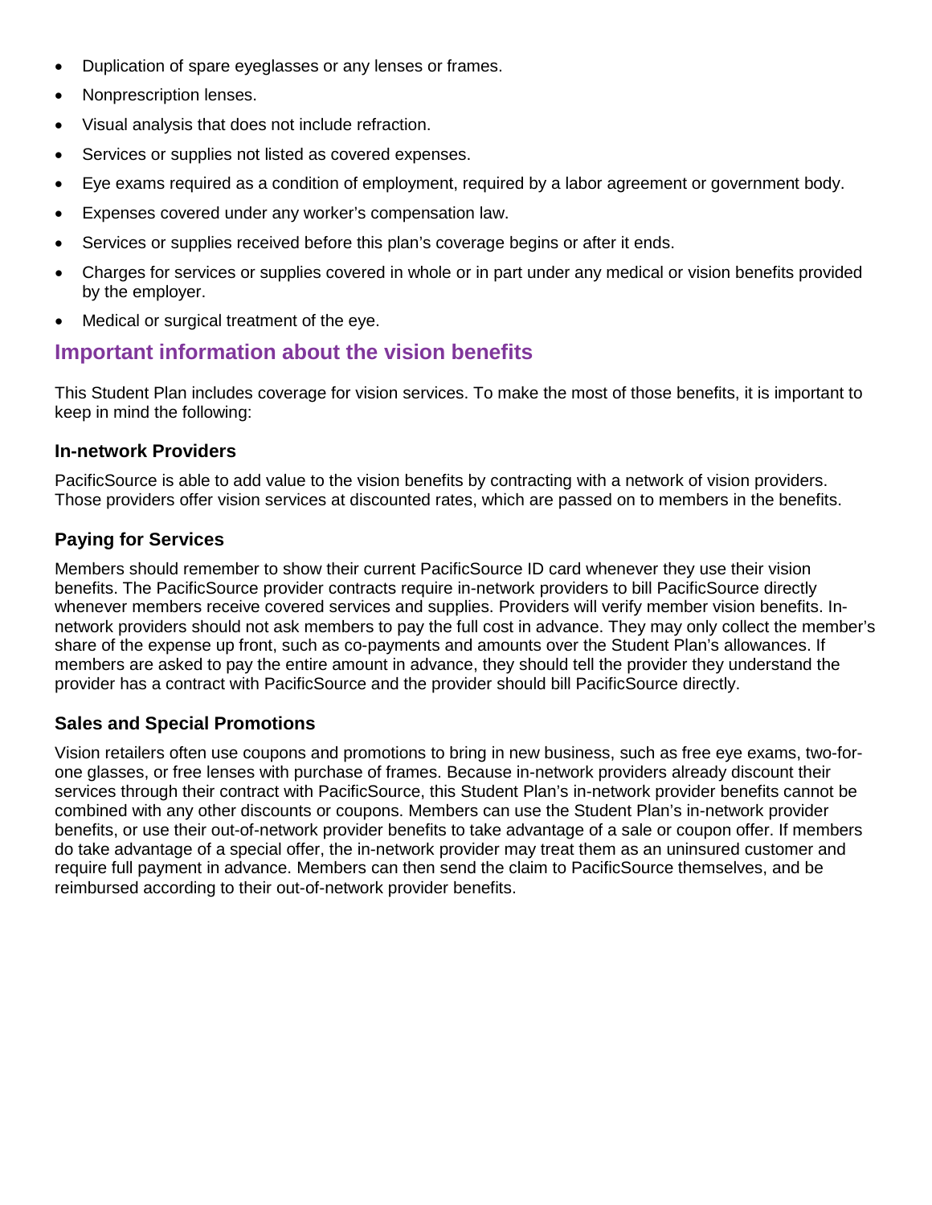- Duplication of spare eyeglasses or any lenses or frames.
- Nonprescription lenses.
- Visual analysis that does not include refraction.
- Services or supplies not listed as covered expenses.
- Eye exams required as a condition of employment, required by a labor agreement or government body.
- Expenses covered under any worker's compensation law.
- Services or supplies received before this plan's coverage begins or after it ends.
- Charges for services or supplies covered in whole or in part under any medical or vision benefits provided by the employer.
- Medical or surgical treatment of the eye.

## Important information about the vision benefits

This Student Plan includes coverage for vision services. To make the most of those benefits, it is important to keep in mind the following:

### In-network Providers

PacificSource is able to add value to the vision benefits by contracting with a network of vision providers. Those providers offer vision services at discounted rates, which are passed on to members in the benefits.

### Paying for Services

Members should remember to show their current PacificSource ID card whenever they use their vision benefits. The PacificSource provider contracts require in-network providers to bill PacificSource directly whenever members receive covered services and supplies. Providers will verify member vision benefits. In-network providers should not ask members to pay the full cost in advance. They may only collect the member's share of the expense up front, such as co-payments and amounts over the Student Plan's allowances. If members are asked to pay the entire amount in advance, they should tell the provider they understand the provider has a contract with PacificSource and the provider should bill PacificSource directly.

### Sales and Special Promotions

Vision retailers often use coupons and promotions to bring in new business, such as free eye exams, two-for-one glasses, or free lenses with purchase of frames. Because in-network providers already discount their services through their contract with PacificSource, this Student Plan's in-network provider benefits cannot be combined with any other discounts or coupons. Members can use the Student Plan's in-network provider benefits, or use their out-of-network provider benefits to take advantage of a sale or coupon offer. If members do take advantage of a special offer, the in-network provider may treat them as an uninsured customer and require full payment in advance. Members can then send the claim to PacificSource themselves, and be reimbursed according to their out-of-network provider benefits.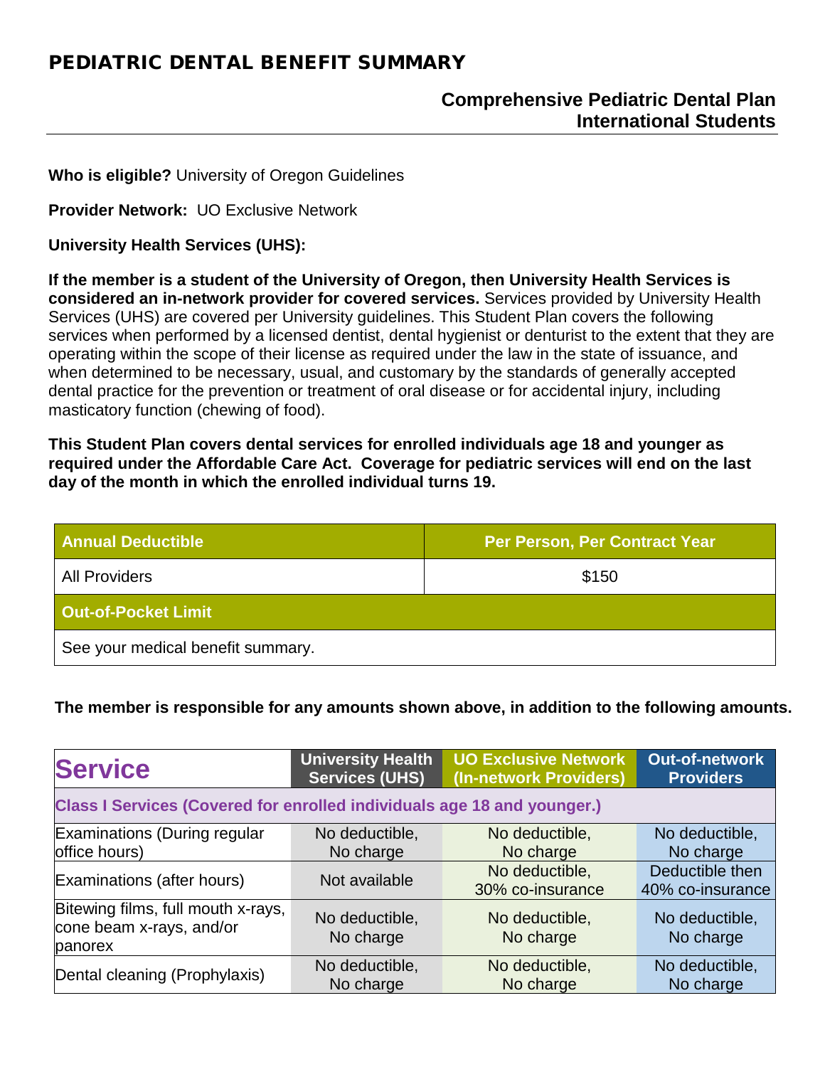# PEDIATRIC DENTAL BENEFIT SUMMARY

## Comprehensive Pediatric Dental Plan International Students

**Who is eligible?** University of Oregon Guidelines

**Provider Network:** UO Exclusive Network

**University Health Services (UHS):**

**If the member is a student of the University of Oregon, then University Health Services is considered an in-network provider for covered services.** Services provided by University Health Services (UHS) are covered per University guidelines. This Student Plan covers the following services when performed by a licensed dentist, dental hygienist or denturist to the extent that they are operating within the scope of their license as required under the law in the state of issuance, and when determined to be necessary, usual, and customary by the standards of generally accepted dental practice for the prevention or treatment of oral disease or for accidental injury, including masticatory function (chewing of food).

**This Student Plan covers dental services for enrolled individuals age 18 and younger as required under the Affordable Care Act. Coverage for pediatric services will end on the last day of the month in which the enrolled individual turns 19.**

| Annual Deductible | Per Person, Per Contract Year |
|---|---|
| All Providers | $150 |
| **Out-of-Pocket Limit** | |
| See your medical benefit summary. | |

**The member is responsible for any amounts shown above, in addition to the following amounts.**

| Service | University Health Services (UHS) | UO Exclusive Network (In-network Providers) | Out-of-network Providers |
|---|---|---|---|
| **Class I Services (Covered for enrolled individuals age 18 and younger.)** | | | |
| Examinations (During regular office hours) | No deductible, No charge | No deductible, No charge | No deductible, No charge |
| Examinations (after hours) | Not available | No deductible, 30% co-insurance | Deductible then 40% co-insurance |
| Bitewing films, full mouth x-rays, cone beam x-rays, and/or panorex | No deductible, No charge | No deductible, No charge | No deductible, No charge |
| Dental cleaning (Prophylaxis) | No deductible, No charge | No deductible, No charge | No deductible, No charge |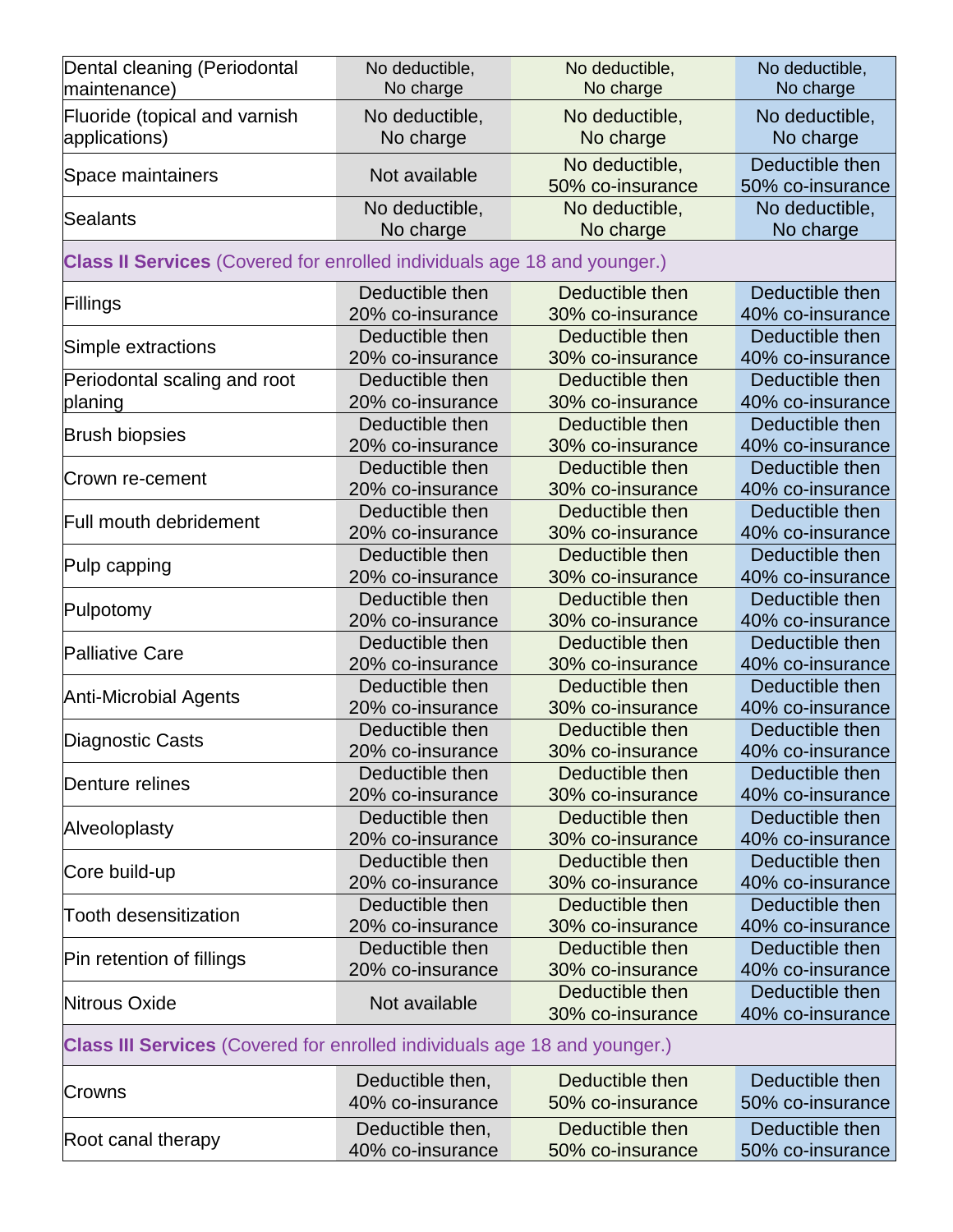| | | | |
|---|---|---|---|
| Dental cleaning (Periodontal maintenance) | No deductible, No charge | No deductible, No charge | No deductible, No charge |
| Fluoride (topical and varnish applications) | No deductible, No charge | No deductible, No charge | No deductible, No charge |
| Space maintainers | Not available | No deductible, 50% co-insurance | Deductible then 50% co-insurance |
| Sealants | No deductible, No charge | No deductible, No charge | No deductible, No charge |
| **Class II Services** (Covered for enrolled individuals age 18 and younger.) | | | |
| Fillings | Deductible then 20% co-insurance | Deductible then 30% co-insurance | Deductible then 40% co-insurance |
| Simple extractions | Deductible then 20% co-insurance | Deductible then 30% co-insurance | Deductible then 40% co-insurance |
| Periodontal scaling and root planing | Deductible then 20% co-insurance | Deductible then 30% co-insurance | Deductible then 40% co-insurance |
| Brush biopsies | Deductible then 20% co-insurance | Deductible then 30% co-insurance | Deductible then 40% co-insurance |
| Crown re-cement | Deductible then 20% co-insurance | Deductible then 30% co-insurance | Deductible then 40% co-insurance |
| Full mouth debridement | Deductible then 20% co-insurance | Deductible then 30% co-insurance | Deductible then 40% co-insurance |
| Pulp capping | Deductible then 20% co-insurance | Deductible then 30% co-insurance | Deductible then 40% co-insurance |
| Pulpotomy | Deductible then 20% co-insurance | Deductible then 30% co-insurance | Deductible then 40% co-insurance |
| Palliative Care | Deductible then 20% co-insurance | Deductible then 30% co-insurance | Deductible then 40% co-insurance |
| Anti-Microbial Agents | Deductible then 20% co-insurance | Deductible then 30% co-insurance | Deductible then 40% co-insurance |
| Diagnostic Casts | Deductible then 20% co-insurance | Deductible then 30% co-insurance | Deductible then 40% co-insurance |
| Denture relines | Deductible then 20% co-insurance | Deductible then 30% co-insurance | Deductible then 40% co-insurance |
| Alveoloplasty | Deductible then 20% co-insurance | Deductible then 30% co-insurance | Deductible then 40% co-insurance |
| Core build-up | Deductible then 20% co-insurance | Deductible then 30% co-insurance | Deductible then 40% co-insurance |
| Tooth desensitization | Deductible then 20% co-insurance | Deductible then 30% co-insurance | Deductible then 40% co-insurance |
| Pin retention of fillings | Deductible then 20% co-insurance | Deductible then 30% co-insurance | Deductible then 40% co-insurance |
| Nitrous Oxide | Not available | Deductible then 30% co-insurance | Deductible then 40% co-insurance |
| **Class III Services** (Covered for enrolled individuals age 18 and younger.) | | | |
| Crowns | Deductible then, 40% co-insurance | Deductible then 50% co-insurance | Deductible then 50% co-insurance |
| Root canal therapy | Deductible then, 40% co-insurance | Deductible then 50% co-insurance | Deductible then 50% co-insurance |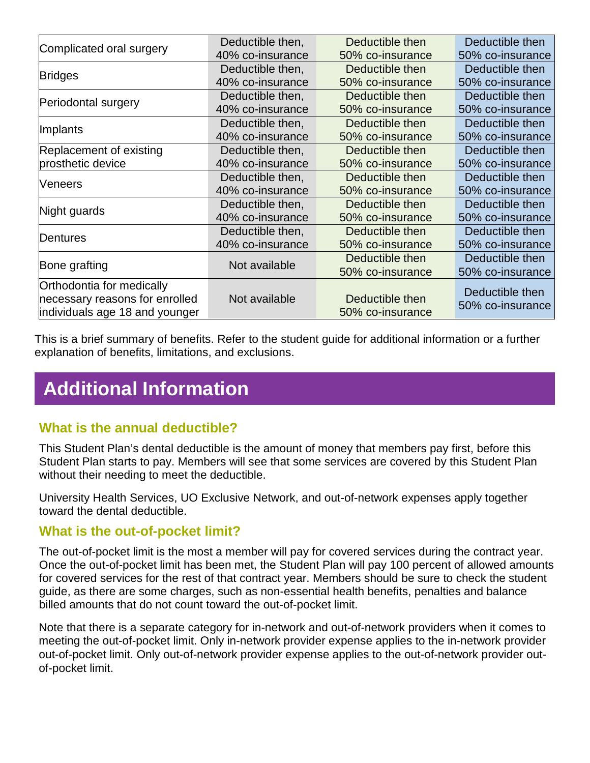| | | | |
|---|---|---|---|
| Complicated oral surgery | Deductible then, 40% co-insurance | Deductible then 50% co-insurance | Deductible then 50% co-insurance |
| Bridges | Deductible then, 40% co-insurance | Deductible then 50% co-insurance | Deductible then 50% co-insurance |
| Periodontal surgery | Deductible then, 40% co-insurance | Deductible then 50% co-insurance | Deductible then 50% co-insurance |
| Implants | Deductible then, 40% co-insurance | Deductible then 50% co-insurance | Deductible then 50% co-insurance |
| Replacement of existing prosthetic device | Deductible then, 40% co-insurance | Deductible then 50% co-insurance | Deductible then 50% co-insurance |
| Veneers | Deductible then, 40% co-insurance | Deductible then 50% co-insurance | Deductible then 50% co-insurance |
| Night guards | Deductible then, 40% co-insurance | Deductible then 50% co-insurance | Deductible then 50% co-insurance |
| Dentures | Deductible then, 40% co-insurance | Deductible then 50% co-insurance | Deductible then 50% co-insurance |
| Bone grafting | Not available | Deductible then 50% co-insurance | Deductible then 50% co-insurance |
| Orthodontia for medically necessary reasons for enrolled individuals age 18 and younger | Not available | Deductible then 50% co-insurance | Deductible then 50% co-insurance |

This is a brief summary of benefits. Refer to the student guide for additional information or a further explanation of benefits, limitations, and exclusions.

# Additional Information

## What is the annual deductible?

This Student Plan's dental deductible is the amount of money that members pay first, before this Student Plan starts to pay. Members will see that some services are covered by this Student Plan without their needing to meet the deductible.

University Health Services, UO Exclusive Network, and out-of-network expenses apply together toward the dental deductible.

## What is the out-of-pocket limit?

The out-of-pocket limit is the most a member will pay for covered services during the contract year. Once the out-of-pocket limit has been met, the Student Plan will pay 100 percent of allowed amounts for covered services for the rest of that contract year. Members should be sure to check the student guide, as there are some charges, such as non-essential health benefits, penalties and balance billed amounts that do not count toward the out-of-pocket limit.

Note that there is a separate category for in-network and out-of-network providers when it comes to meeting the out-of-pocket limit. Only in-network provider expense applies to the in-network provider out-of-pocket limit. Only out-of-network provider expense applies to the out-of-network provider out-of-pocket limit.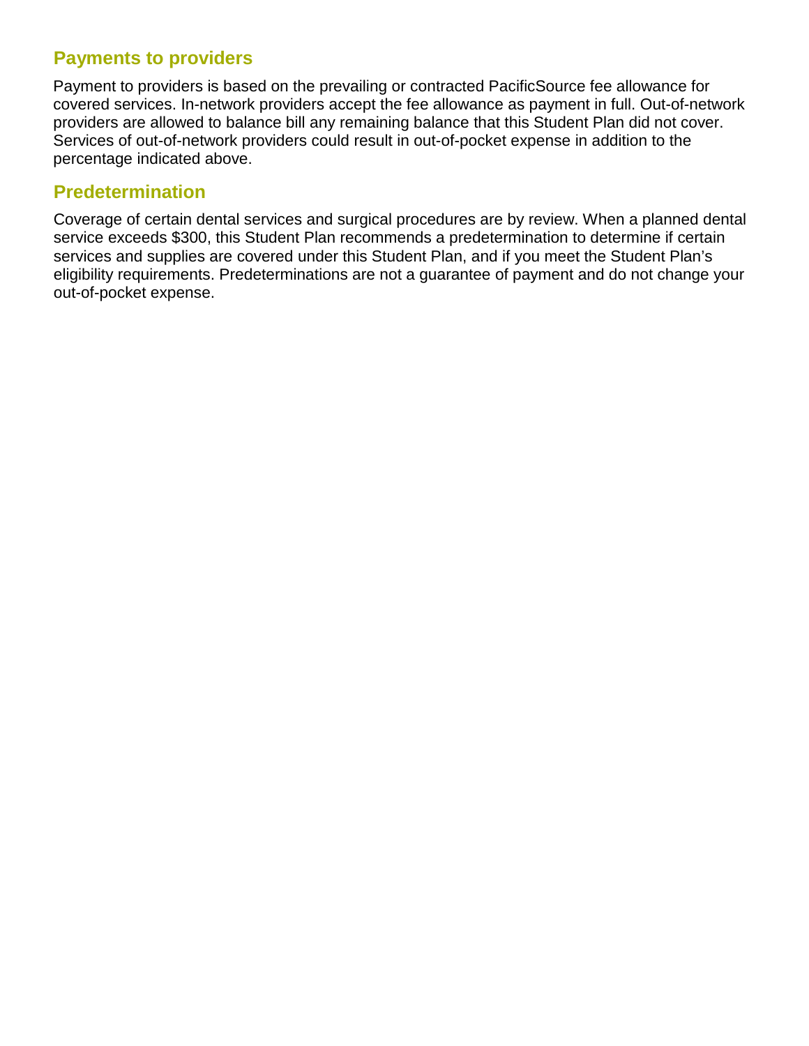## Payments to providers

Payment to providers is based on the prevailing or contracted PacificSource fee allowance for covered services. In-network providers accept the fee allowance as payment in full. Out-of-network providers are allowed to balance bill any remaining balance that this Student Plan did not cover. Services of out-of-network providers could result in out-of-pocket expense in addition to the percentage indicated above.

## Predetermination

Coverage of certain dental services and surgical procedures are by review. When a planned dental service exceeds $300, this Student Plan recommends a predetermination to determine if certain services and supplies are covered under this Student Plan, and if you meet the Student Plan's eligibility requirements. Predeterminations are not a guarantee of payment and do not change your out-of-pocket expense.